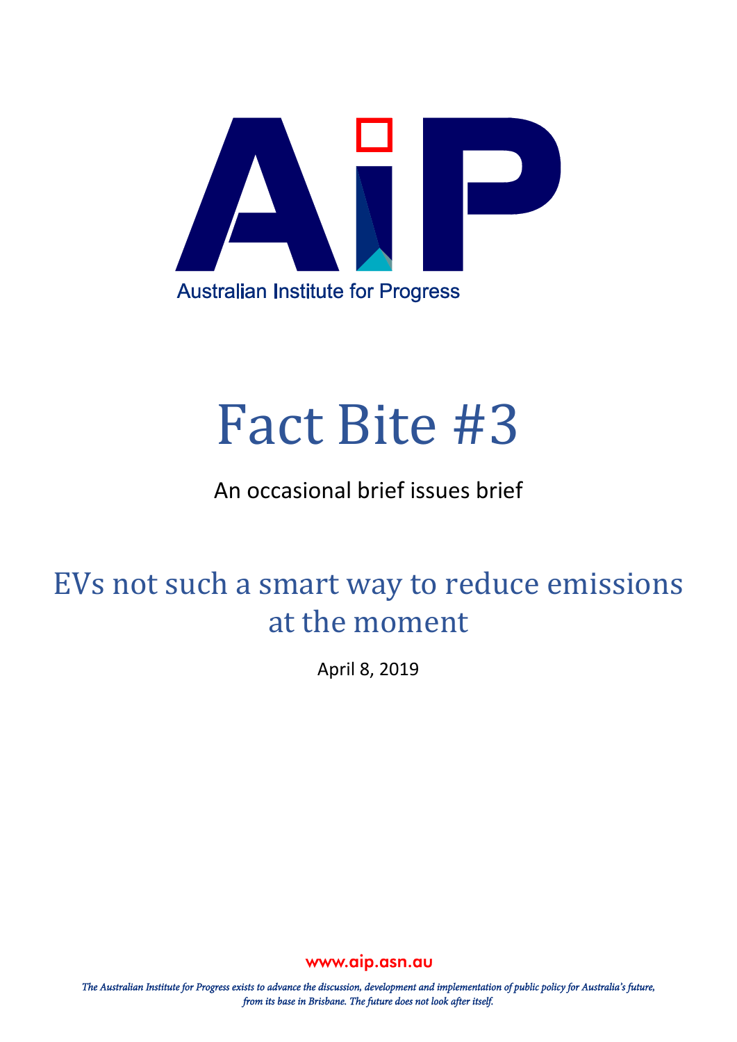Australian Institute for Progress

# Fact Bite #3

An occasional brief issues brief

## EVs not such a smart way to reduce emissions at the moment

April 8, 2019

www.aip.asn.au

*The Australian Institute for Progress exists to advance the discussion, development and implementation of public policy for Australia's future, from its base in Brisbane. The future does not look after itself.*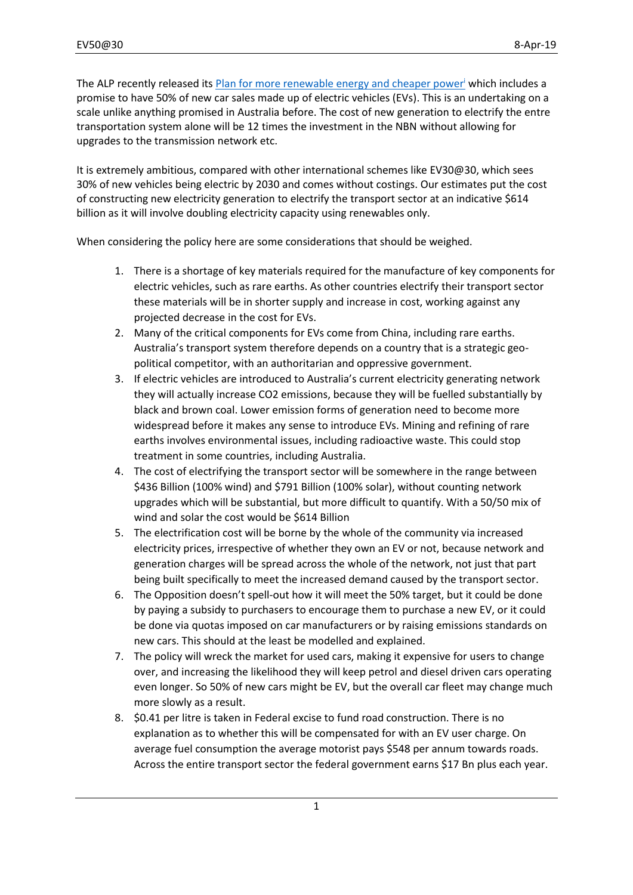The ALP recently released its Plan for more renewable energy and cheaper power[i] which includes a promise to have 50% of new car sales made up of electric vehicles (EVs). This is an undertaking on a scale unlike anything promised in Australia before. The cost of new generation to electrify the entre transportation system alone will be 12 times the investment in the NBN without allowing for upgrades to the transmission network etc.

It is extremely ambitious, compared with other international schemes like EV30@30, which sees 30% of new vehicles being electric by 2030 and comes without costings. Our estimates put the cost of constructing new electricity generation to electrify the transport sector at an indicative $614 billion as it will involve doubling electricity capacity using renewables only.

When considering the policy here are some considerations that should be weighed.

1. There is a shortage of key materials required for the manufacture of key components for electric vehicles, such as rare earths. As other countries electrify their transport sector these materials will be in shorter supply and increase in cost, working against any projected decrease in the cost for EVs.
2. Many of the critical components for EVs come from China, including rare earths. Australia's transport system therefore depends on a country that is a strategic geo-political competitor, with an authoritarian and oppressive government.
3. If electric vehicles are introduced to Australia's current electricity generating network they will actually increase $CO_2$ emissions, because they will be fuelled substantially by black and brown coal. Lower emission forms of generation need to become more widespread before it makes any sense to introduce EVs. Mining and refining of rare earths involves environmental issues, including radioactive waste. This could stop treatment in some countries, including Australia.
4. The cost of electrifying the transport sector will be somewhere in the range between $436 Billion (100% wind) and $791 Billion (100% solar), without counting network upgrades which will be substantial, but more difficult to quantify. With a 50/50 mix of wind and solar the cost would be $614 Billion
5. The electrification cost will be borne by the whole of the community via increased electricity prices, irrespective of whether they own an EV or not, because network and generation charges will be spread across the whole of the network, not just that part being built specifically to meet the increased demand caused by the transport sector.
6. The Opposition doesn't spell-out how it will meet the 50% target, but it could be done by paying a subsidy to purchasers to encourage them to purchase a new EV, or it could be done via quotas imposed on car manufacturers or by raising emissions standards on new cars. This should at the least be modelled and explained.
7. The policy will wreck the market for used cars, making it expensive for users to change over, and increasing the likelihood they will keep petrol and diesel driven cars operating even longer. So 50% of new cars might be EV, but the overall car fleet may change much more slowly as a result.
8. $0.41 per litre is taken in Federal excise to fund road construction. There is no explanation as to whether this will be compensated for with an EV user charge. On average fuel consumption the average motorist pays $548 per annum towards roads. Across the entire transport sector the federal government earns $17 Bn plus each year.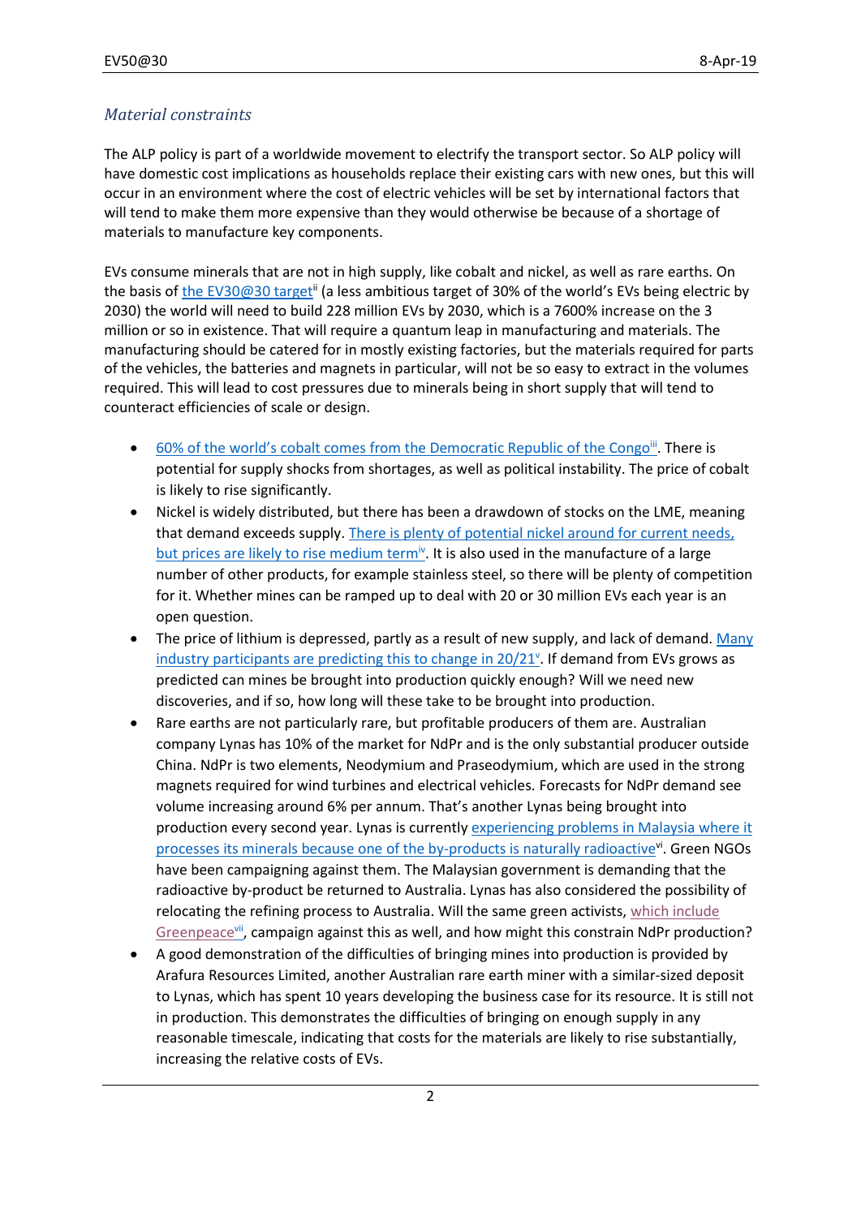## *Material constraints*

The ALP policy is part of a worldwide movement to electrify the transport sector. So ALP policy will have domestic cost implications as households replace their existing cars with new ones, but this will occur in an environment where the cost of electric vehicles will be set by international factors that will tend to make them more expensive than they would otherwise be because of a shortage of materials to manufacture key components.

EVs consume minerals that are not in high supply, like cobalt and nickel, as well as rare earths. On the basis of the EV30@30 target[ii] (a less ambitious target of 30% of the world's EVs being electric by 2030) the world will need to build 228 million EVs by 2030, which is a 7600% increase on the 3 million or so in existence. That will require a quantum leap in manufacturing and materials. The manufacturing should be catered for in mostly existing factories, but the materials required for parts of the vehicles, the batteries and magnets in particular, will not be so easy to extract in the volumes required. This will lead to cost pressures due to minerals being in short supply that will tend to counteract efficiencies of scale or design.

- 60% of the world's cobalt comes from the Democratic Republic of the Congo[iii]. There is potential for supply shocks from shortages, as well as political instability. The price of cobalt is likely to rise significantly.
- Nickel is widely distributed, but there has been a drawdown of stocks on the LME, meaning that demand exceeds supply. There is plenty of potential nickel around for current needs, but prices are likely to rise medium term[iv]. It is also used in the manufacture of a large number of other products, for example stainless steel, so there will be plenty of competition for it. Whether mines can be ramped up to deal with 20 or 30 million EVs each year is an open question.
- The price of lithium is depressed, partly as a result of new supply, and lack of demand. Many industry participants are predicting this to change in 20/21[v]. If demand from EVs grows as predicted can mines be brought into production quickly enough? Will we need new discoveries, and if so, how long will these take to be brought into production.
- Rare earths are not particularly rare, but profitable producers of them are. Australian company Lynas has 10% of the market for NdPr and is the only substantial producer outside China. NdPr is two elements, Neodymium and Praseodymium, which are used in the strong magnets required for wind turbines and electrical vehicles. Forecasts for NdPr demand see volume increasing around 6% per annum. That's another Lynas being brought into production every second year. Lynas is currently experiencing problems in Malaysia where it processes its minerals because one of the by-products is naturally radioactive[vi]. Green NGOs have been campaigning against them. The Malaysian government is demanding that the radioactive by-product be returned to Australia. Lynas has also considered the possibility of relocating the refining process to Australia. Will the same green activists, which include Greenpeace[vii], campaign against this as well, and how might this constrain NdPr production?
- A good demonstration of the difficulties of bringing mines into production is provided by Arafura Resources Limited, another Australian rare earth miner with a similar-sized deposit to Lynas, which has spent 10 years developing the business case for its resource. It is still not in production. This demonstrates the difficulties of bringing on enough supply in any reasonable timescale, indicating that costs for the materials are likely to rise substantially, increasing the relative costs of EVs.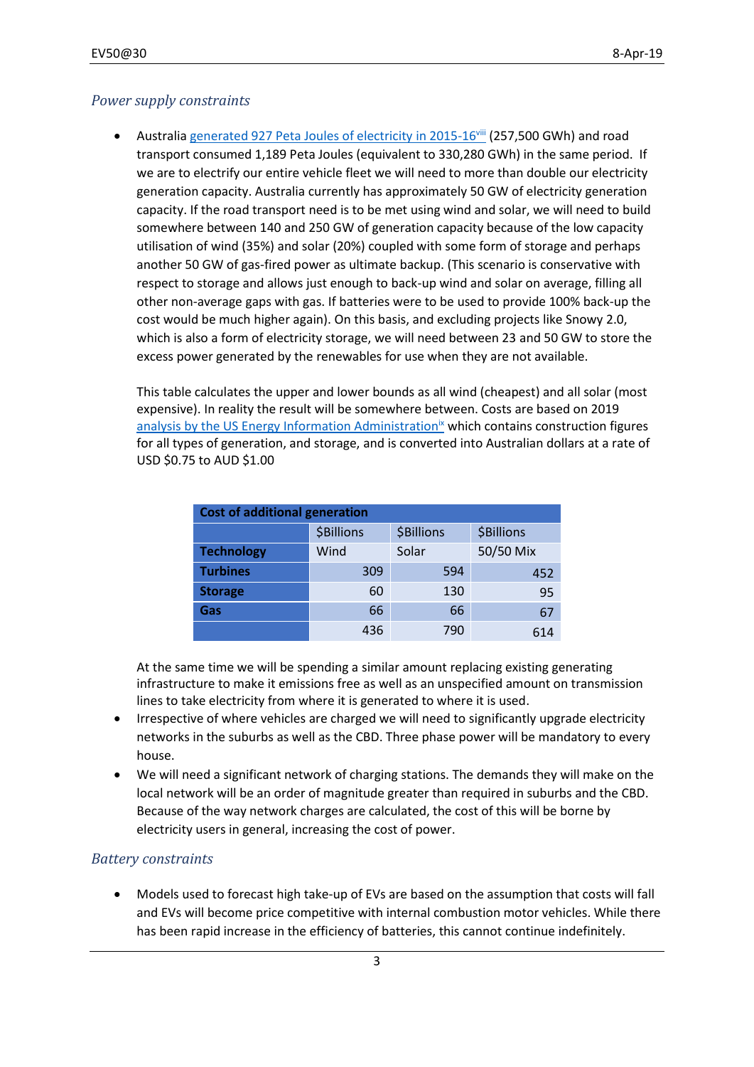### *Power supply constraints*

- Australia generated 927 Peta Joules of electricity in 2015-16[viii] (257,500 GWh) and road transport consumed 1,189 Peta Joules (equivalent to 330,280 GWh) in the same period. If we are to electrify our entire vehicle fleet we will need to more than double our electricity generation capacity. Australia currently has approximately 50 GW of electricity generation capacity. If the road transport need is to be met using wind and solar, we will need to build somewhere between 140 and 250 GW of generation capacity because of the low capacity utilisation of wind (35%) and solar (20%) coupled with some form of storage and perhaps another 50 GW of gas-fired power as ultimate backup. (This scenario is conservative with respect to storage and allows just enough to back-up wind and solar on average, filling all other non-average gaps with gas. If batteries were to be used to provide 100% back-up the cost would be much higher again). On this basis, and excluding projects like Snowy 2.0, which is also a form of electricity storage, we will need between 23 and 50 GW to store the excess power generated by the renewables for use when they are not available.

  This table calculates the upper and lower bounds as all wind (cheapest) and all solar (most expensive). In reality the result will be somewhere between. Costs are based on 2019 analysis by the US Energy Information Administration[ix] which contains construction figures for all types of generation, and storage, and is converted into Australian dollars at a rate of USD $0.75 to AUD $1.00

  | Cost of additional generation | | | |
  |---|---|---|---|
  | | $Billions | $Billions | $Billions |
  | **Technology** | Wind | Solar | 50/50 Mix |
  | **Turbines** | 309 | 594 | 452 |
  | **Storage** | 60 | 130 | 95 |
  | **Gas** | 66 | 66 | 67 |
  | | 436 | 790 | 614 |

  At the same time we will be spending a similar amount replacing existing generating infrastructure to make it emissions free as well as an unspecified amount on transmission lines to take electricity from where it is generated to where it is used.
- Irrespective of where vehicles are charged we will need to significantly upgrade electricity networks in the suburbs as well as the CBD. Three phase power will be mandatory to every house.
- We will need a significant network of charging stations. The demands they will make on the local network will be an order of magnitude greater than required in suburbs and the CBD. Because of the way network charges are calculated, the cost of this will be borne by electricity users in general, increasing the cost of power.

### *Battery constraints*

- Models used to forecast high take-up of EVs are based on the assumption that costs will fall and EVs will become price competitive with internal combustion motor vehicles. While there has been rapid increase in the efficiency of batteries, this cannot continue indefinitely.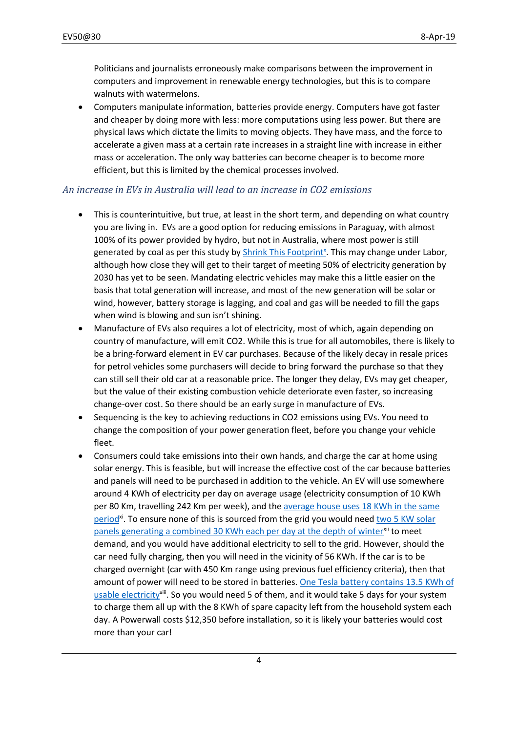Politicians and journalists erroneously make comparisons between the improvement in computers and improvement in renewable energy technologies, but this is to compare walnuts with watermelons.

- Computers manipulate information, batteries provide energy. Computers have got faster and cheaper by doing more with less: more computations using less power. But there are physical laws which dictate the limits to moving objects. They have mass, and the force to accelerate a given mass at a certain rate increases in a straight line with increase in either mass or acceleration. The only way batteries can become cheaper is to become more efficient, but this is limited by the chemical processes involved.

### *An increase in EVs in Australia will lead to an increase in CO2 emissions*

- This is counterintuitive, but true, at least in the short term, and depending on what country you are living in. EVs are a good option for reducing emissions in Paraguay, with almost 100% of its power provided by hydro, but not in Australia, where most power is still generated by coal as per this study by Shrink This Footprint[x]. This may change under Labor, although how close they will get to their target of meeting 50% of electricity generation by 2030 has yet to be seen. Mandating electric vehicles may make this a little easier on the basis that total generation will increase, and most of the new generation will be solar or wind, however, battery storage is lagging, and coal and gas will be needed to fill the gaps when wind is blowing and sun isn't shining.
- Manufacture of EVs also requires a lot of electricity, most of which, again depending on country of manufacture, will emit CO2. While this is true for all automobiles, there is likely to be a bring-forward element in EV car purchases. Because of the likely decay in resale prices for petrol vehicles some purchasers will decide to bring forward the purchase so that they can still sell their old car at a reasonable price. The longer they delay, EVs may get cheaper, but the value of their existing combustion vehicle deteriorate even faster, so increasing change-over cost. So there should be an early surge in manufacture of EVs.
- Sequencing is the key to achieving reductions in CO2 emissions using EVs. You need to change the composition of your power generation fleet, before you change your vehicle fleet.
- Consumers could take emissions into their own hands, and charge the car at home using solar energy. This is feasible, but will increase the effective cost of the car because batteries and panels will need to be purchased in addition to the vehicle. An EV will use somewhere around 4 KWh of electricity per day on average usage (electricity consumption of 10 KWh per 80 Km, travelling 242 Km per week), and the average house uses 18 KWh in the same period[xi]. To ensure none of this is sourced from the grid you would need two 5 KW solar panels generating a combined 30 KWh each per day at the depth of winter[xii] to meet demand, and you would have additional electricity to sell to the grid. However, should the car need fully charging, then you will need in the vicinity of 56 KWh. If the car is to be charged overnight (car with 450 Km range using previous fuel efficiency criteria), then that amount of power will need to be stored in batteries. One Tesla battery contains 13.5 KWh of usable electricity[xiii]. So you would need 5 of them, and it would take 5 days for your system to charge them all up with the 8 KWh of spare capacity left from the household system each day. A Powerwall costs $12,350 before installation, so it is likely your batteries would cost more than your car!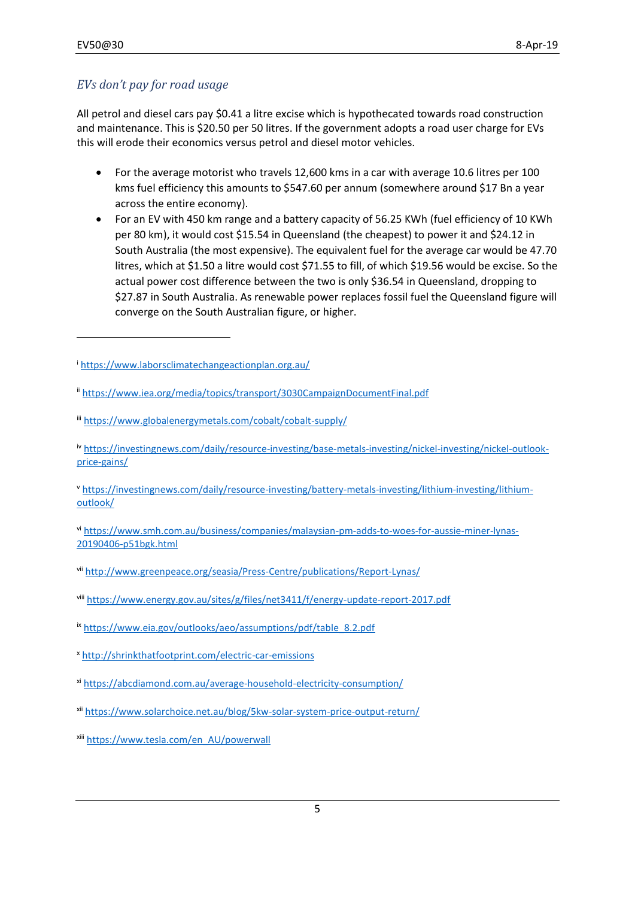### *EVs don't pay for road usage*

All petrol and diesel cars pay $0.41 a litre excise which is hypothecated towards road construction and maintenance. This is $20.50 per 50 litres. If the government adopts a road user charge for EVs this will erode their economics versus petrol and diesel motor vehicles.

- For the average motorist who travels 12,600 kms in a car with average 10.6 litres per 100 kms fuel efficiency this amounts to $547.60 per annum (somewhere around $17 Bn a year across the entire economy).
- For an EV with 450 km range and a battery capacity of 56.25 KWh (fuel efficiency of 10 KWh per 80 km), it would cost $15.54 in Queensland (the cheapest) to power it and $24.12 in South Australia (the most expensive). The equivalent fuel for the average car would be 47.70 litres, which at $1.50 a litre would cost $71.55 to fill, of which $19.56 would be excise. So the actual power cost difference between the two is only $36.54 in Queensland, dropping to $27.87 in South Australia. As renewable power replaces fossil fuel the Queensland figure will converge on the South Australian figure, or higher.

---

[i] https://www.laborsclimatechangeactionplan.org.au/

[ii] https://www.iea.org/media/topics/transport/3030CampaignDocumentFinal.pdf

[iii] https://www.globalenergymetals.com/cobalt/cobalt-supply/

[iv] https://investingnews.com/daily/resource-investing/base-metals-investing/nickel-investing/nickel-outlook-price-gains/

[v] https://investingnews.com/daily/resource-investing/battery-metals-investing/lithium-investing/lithium-outlook/

[vi] https://www.smh.com.au/business/companies/malaysian-pm-adds-to-woes-for-aussie-miner-lynas-20190406-p51bgk.html

[vii] http://www.greenpeace.org/seasia/Press-Centre/publications/Report-Lynas/

[viii] https://www.energy.gov.au/sites/g/files/net3411/f/energy-update-report-2017.pdf

[ix] https://www.eia.gov/outlooks/aeo/assumptions/pdf/table_8.2.pdf

[x] http://shrinkthatfootprint.com/electric-car-emissions

[xi] https://abcdiamond.com.au/average-household-electricity-consumption/

[xii] https://www.solarchoice.net.au/blog/5kw-solar-system-price-output-return/

[xiii] https://www.tesla.com/en_AU/powerwall